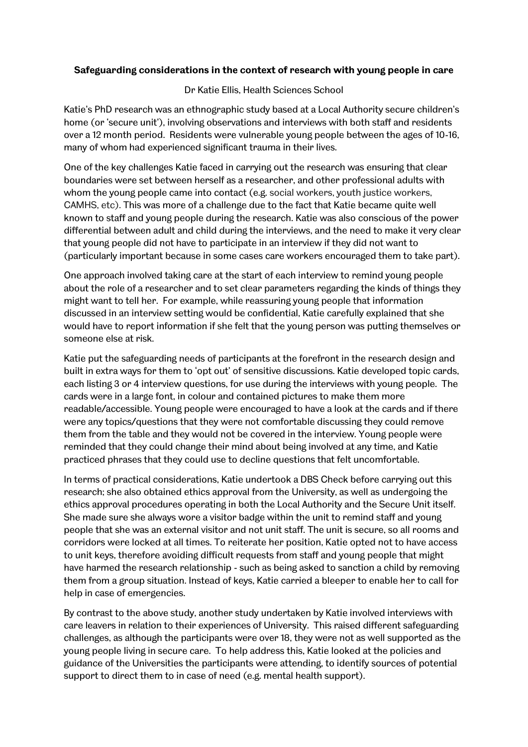**Safeguarding considerations in the context of research with young people in care**

Dr Katie Ellis, Health Sciences School

Katie's PhD research was an ethnographic study based at a Local Authority secure children's home (or 'secure unit'), involving observations and interviews with both staff and residents over a 12 month period. Residents were vulnerable young people between the ages of 10-16, many of whom had experienced significant trauma in their lives.

One of the key challenges Katie faced in carrying out the research was ensuring that clear boundaries were set between herself as a researcher, and other professional adults with whom the young people came into contact (e.g. social workers, youth justice workers, CAMHS, etc). This was more of a challenge due to the fact that Katie became quite well known to staff and young people during the research. Katie was also conscious of the power differential between adult and child during the interviews, and the need to make it very clear that young people did not have to participate in an interview if they did not want to (particularly important because in some cases care workers encouraged them to take part).

One approach involved taking care at the start of each interview to remind young people about the role of a researcher and to set clear parameters regarding the kinds of things they might want to tell her. For example, while reassuring young people that information discussed in an interview setting would be confidential, Katie carefully explained that she would have to report information if she felt that the young person was putting themselves or someone else at risk.

Katie put the safeguarding needs of participants at the forefront in the research design and built in extra ways for them to 'opt out' of sensitive discussions. Katie developed topic cards, each listing 3 or 4 interview questions, for use during the interviews with young people. The cards were in a large font, in colour and contained pictures to make them more readable/accessible. Young people were encouraged to have a look at the cards and if there were any topics/questions that they were not comfortable discussing they could remove them from the table and they would not be covered in the interview. Young people were reminded that they could change their mind about being involved at any time, and Katie practiced phrases that they could use to decline questions that felt uncomfortable.

In terms of practical considerations, Katie undertook a DBS Check before carrying out this research; she also obtained ethics approval from the University, as well as undergoing the ethics approval procedures operating in both the Local Authority and the Secure Unit itself. She made sure she always wore a visitor badge within the unit to remind staff and young people that she was an external visitor and not unit staff. The unit is secure, so all rooms and corridors were locked at all times. To reiterate her position, Katie opted not to have access to unit keys, therefore avoiding difficult requests from staff and young people that might have harmed the research relationship - such as being asked to sanction a child by removing them from a group situation. Instead of keys, Katie carried a bleeper to enable her to call for help in case of emergencies.

By contrast to the above study, another study undertaken by Katie involved interviews with care leavers in relation to their experiences of University. This raised different safeguarding challenges, as although the participants were over 18, they were not as well supported as the young people living in secure care. To help address this, Katie looked at the policies and guidance of the Universities the participants were attending, to identify sources of potential support to direct them to in case of need (e.g. mental health support).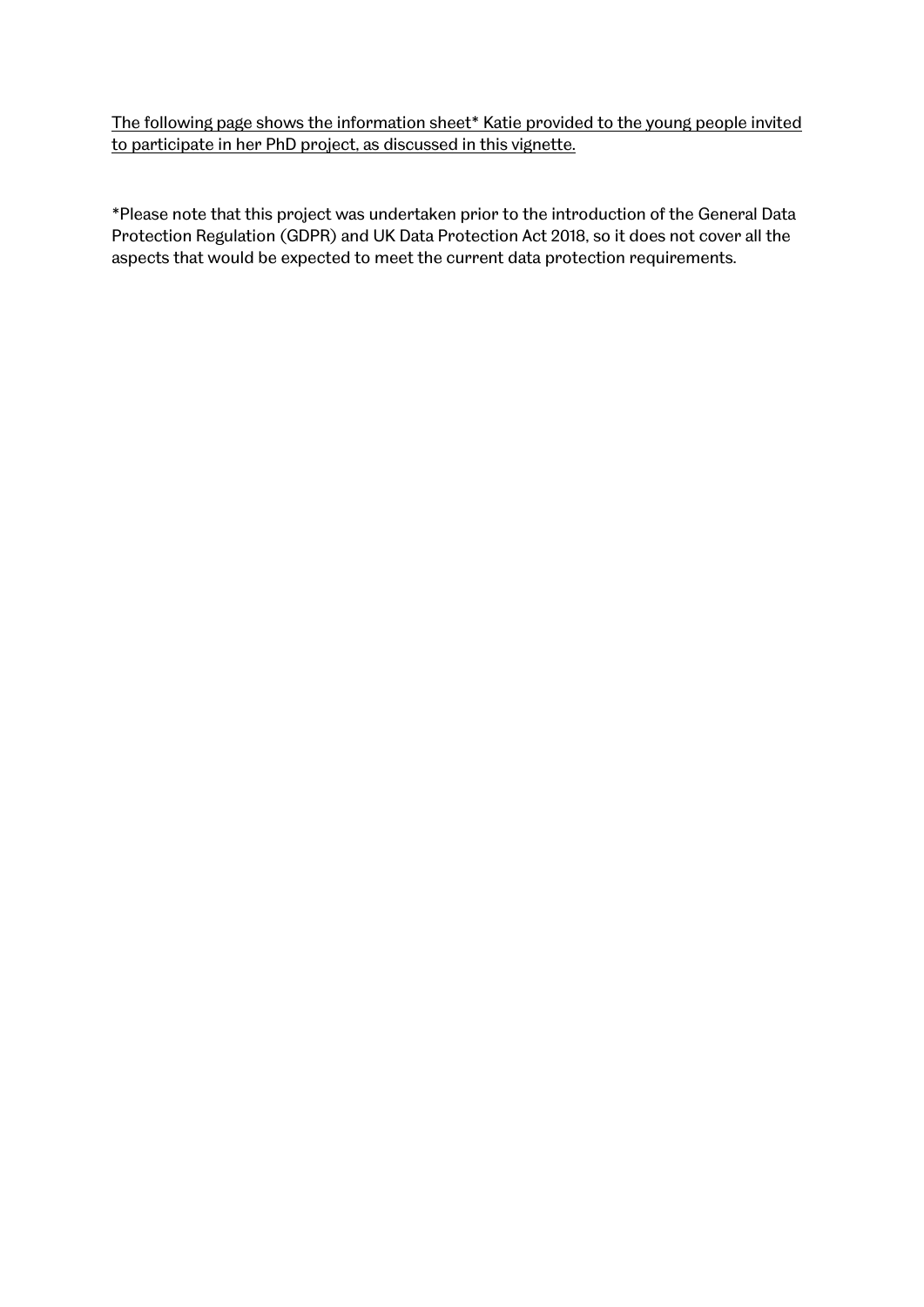<u>The following page shows the information sheet* Katie provided to the young people invited to participate in her PhD project, as discussed in this vignette.</u>

*Please note that this project was undertaken prior to the introduction of the General Data Protection Regulation (GDPR) and UK Data Protection Act 2018, so it does not cover all the aspects that would be expected to meet the current data protection requirements.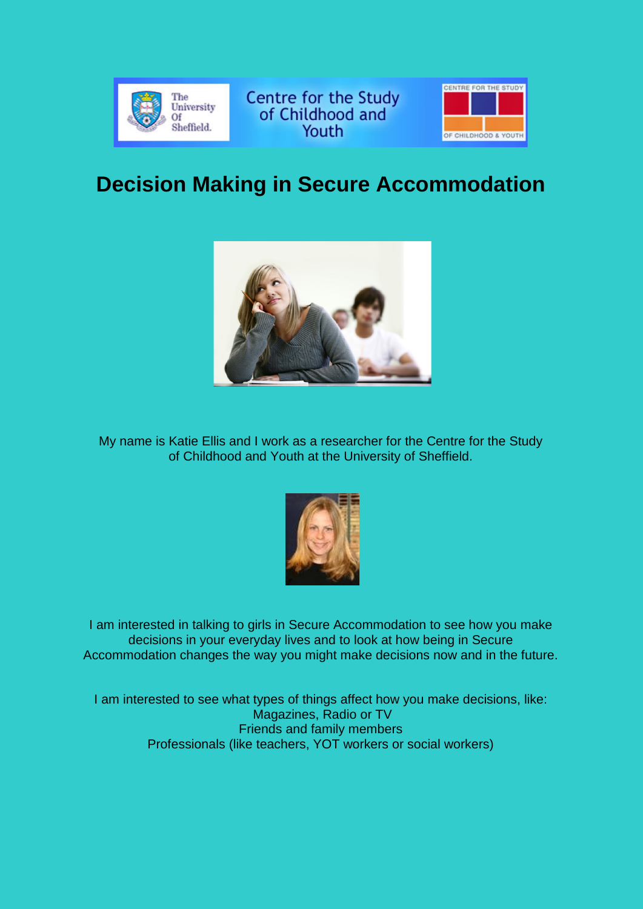Centre for the Study of Childhood and Youth

# Decision Making in Secure Accommodation

My name is Katie Ellis and I work as a researcher for the Centre for the Study of Childhood and Youth at the University of Sheffield.

I am interested in talking to girls in Secure Accommodation to see how you make decisions in your everyday lives and to look at how being in Secure Accommodation changes the way you might make decisions now and in the future.

I am interested to see what types of things affect how you make decisions, like:
Magazines, Radio or TV
Friends and family members
Professionals (like teachers, YOT workers or social workers)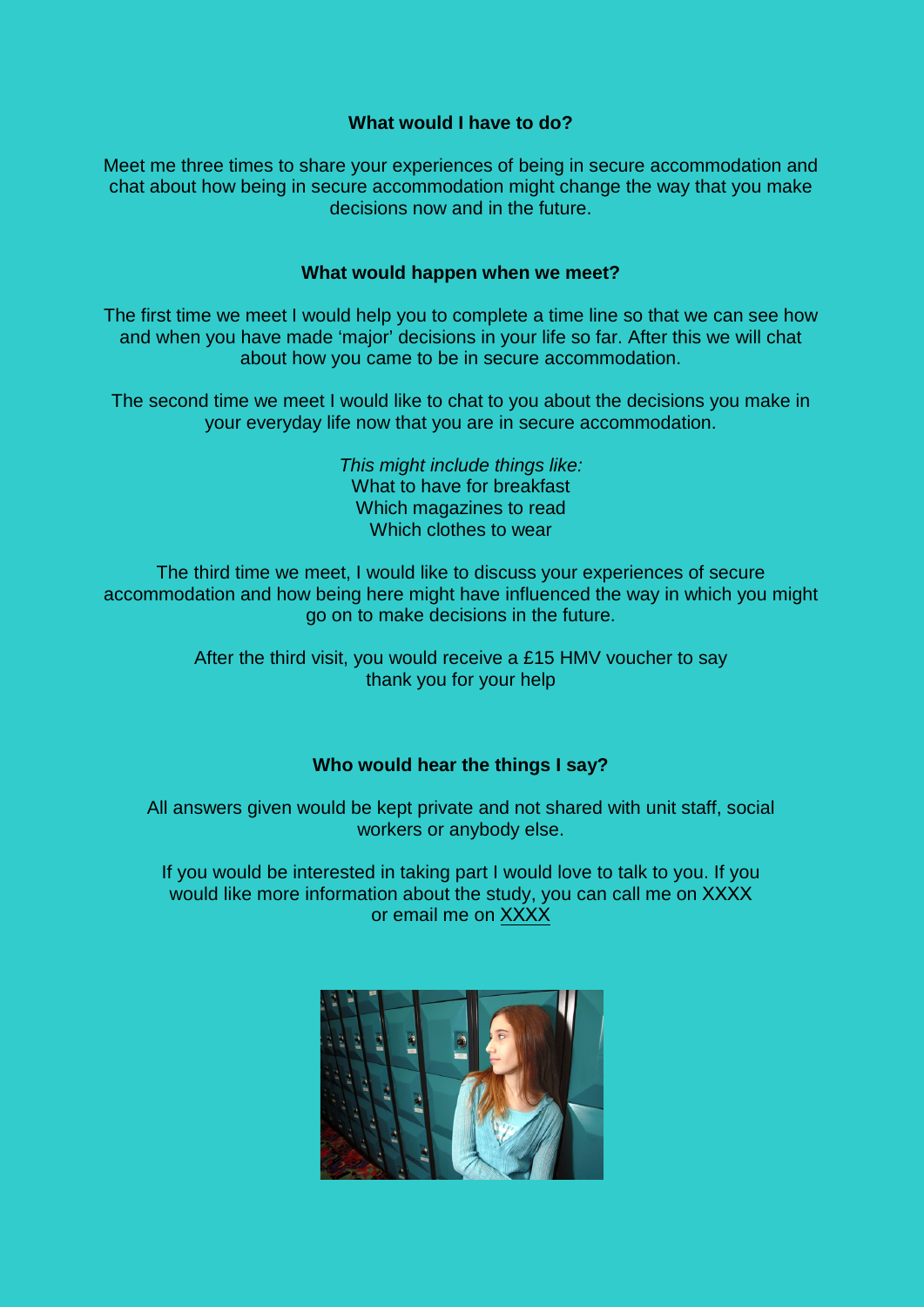### What would I have to do?

Meet me three times to share your experiences of being in secure accommodation and chat about how being in secure accommodation might change the way that you make decisions now and in the future.

### What would happen when we meet?

The first time we meet I would help you to complete a time line so that we can see how and when you have made 'major' decisions in your life so far. After this we will chat about how you came to be in secure accommodation.

The second time we meet I would like to chat to you about the decisions you make in your everyday life now that you are in secure accommodation.

*This might include things like:*
What to have for breakfast
Which magazines to read
Which clothes to wear

The third time we meet, I would like to discuss your experiences of secure accommodation and how being here might have influenced the way in which you might go on to make decisions in the future.

After the third visit, you would receive a £15 HMV voucher to say thank you for your help

### Who would hear the things I say?

All answers given would be kept private and not shared with unit staff, social workers or anybody else.

If you would be interested in taking part I would love to talk to you. If you would like more information about the study, you can call me on XXXX or email me on XXXX